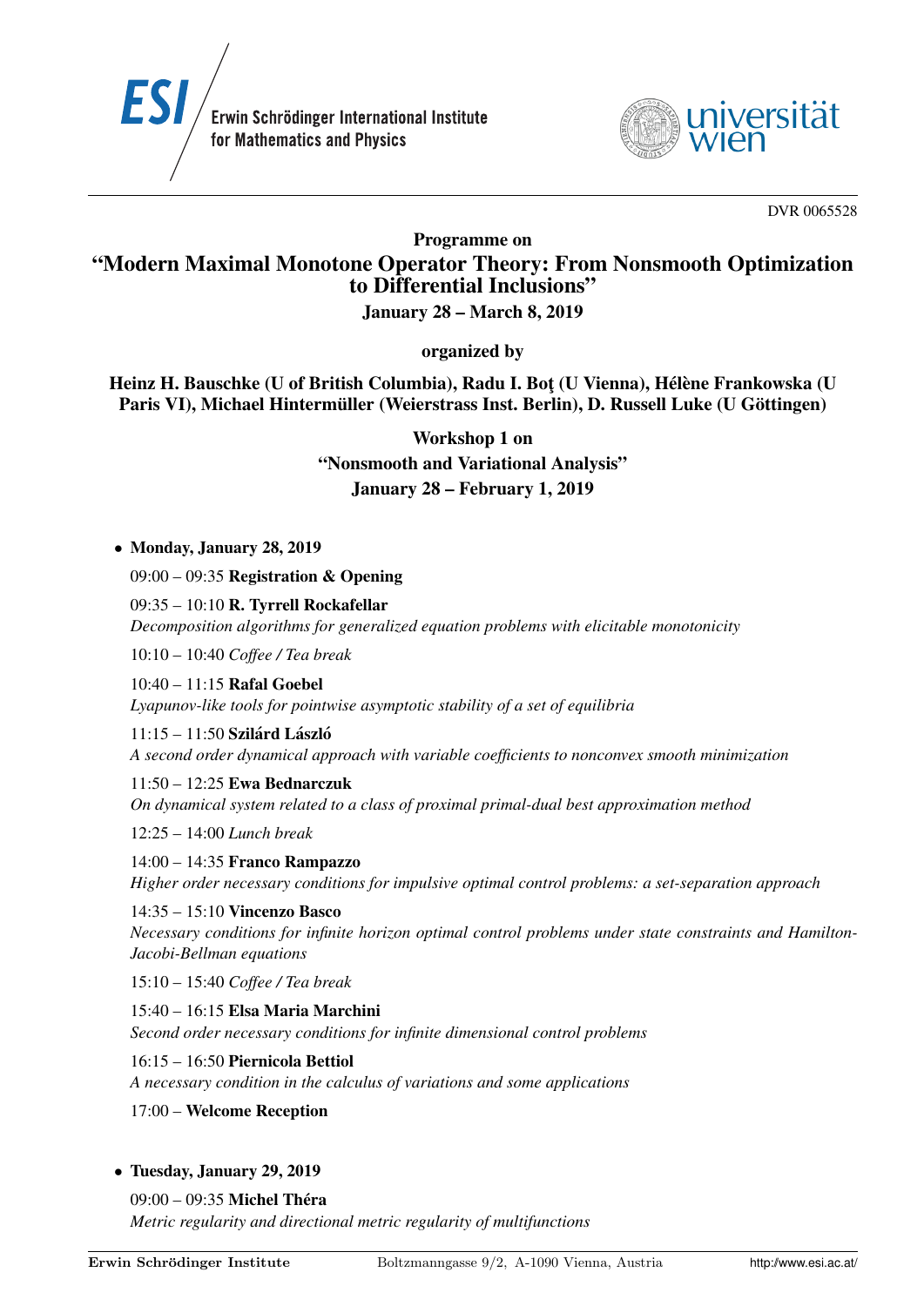Erwin Schrödinger International Institute for Mathematics and Physics

DVR 0065528

# Programme on "Modern Maximal Monotone Operator Theory: From Nonsmooth Optimization to Differential Inclusions"

**January 28 – March 8, 2019**

**organized by**

**Heinz H. Bauschke (U of British Columbia), Radu I. Boţ (U Vienna), Hélène Frankowska (U Paris VI), Michael Hintermüller (Weierstrass Inst. Berlin), D. Russell Luke (U Göttingen)**

## Workshop 1 on "Nonsmooth and Variational Analysis"

**January 28 – February 1, 2019**

- **Monday, January 28, 2019**

  09:00 – 09:35 **Registration & Opening**

  09:35 – 10:10 **R. Tyrrell Rockafellar**
  *Decomposition algorithms for generalized equation problems with elicitable monotonicity*

  10:10 – 10:40 *Coffee / Tea break*

  10:40 – 11:15 **Rafal Goebel**
  *Lyapunov-like tools for pointwise asymptotic stability of a set of equilibria*

  11:15 – 11:50 **Szilárd László**
  *A second order dynamical approach with variable coefficients to nonconvex smooth minimization*

  11:50 – 12:25 **Ewa Bednarczuk**
  *On dynamical system related to a class of proximal primal-dual best approximation method*

  12:25 – 14:00 *Lunch break*

  14:00 – 14:35 **Franco Rampazzo**
  *Higher order necessary conditions for impulsive optimal control problems: a set-separation approach*

  14:35 – 15:10 **Vincenzo Basco**
  *Necessary conditions for infinite horizon optimal control problems under state constraints and Hamilton-Jacobi-Bellman equations*

  15:10 – 15:40 *Coffee / Tea break*

  15:40 – 16:15 **Elsa Maria Marchini**
  *Second order necessary conditions for infinite dimensional control problems*

  16:15 – 16:50 **Piernicola Bettiol**
  *A necessary condition in the calculus of variations and some applications*

  17:00 – **Welcome Reception**

- **Tuesday, January 29, 2019**

  09:00 – 09:35 **Michel Théra**
  *Metric regularity and directional metric regularity of multifunctions*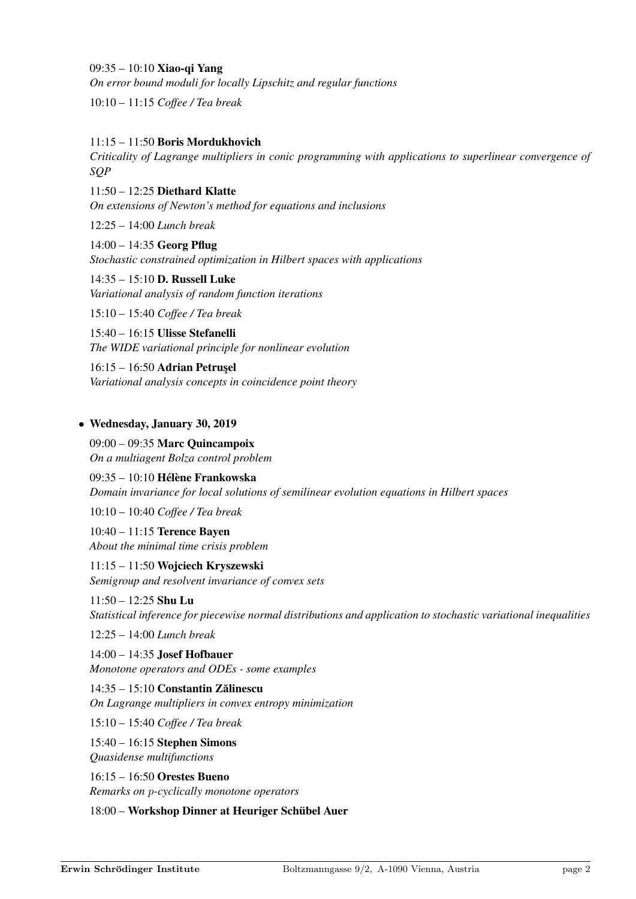09:35 – 10:10 **Xiao-qi Yang**
*On error bound moduli for locally Lipschitz and regular functions*

10:10 – 11:15 *Coffee / Tea break*

11:15 – 11:50 **Boris Mordukhovich**
*Criticality of Lagrange multipliers in conic programming with applications to superlinear convergence of SQP*

11:50 – 12:25 **Diethard Klatte**
*On extensions of Newton's method for equations and inclusions*

12:25 – 14:00 *Lunch break*

14:00 – 14:35 **Georg Pflug**
*Stochastic constrained optimization in Hilbert spaces with applications*

14:35 – 15:10 **D. Russell Luke**
*Variational analysis of random function iterations*

15:10 – 15:40 *Coffee / Tea break*

15:40 – 16:15 **Ulisse Stefanelli**
*The WIDE variational principle for nonlinear evolution*

16:15 – 16:50 **Adrian Petruşel**
*Variational analysis concepts in coincidence point theory*

- **Wednesday, January 30, 2019**

09:00 – 09:35 **Marc Quincampoix**
*On a multiagent Bolza control problem*

09:35 – 10:10 **Hélène Frankowska**
*Domain invariance for local solutions of semilinear evolution equations in Hilbert spaces*

10:10 – 10:40 *Coffee / Tea break*

10:40 – 11:15 **Terence Bayen**
*About the minimal time crisis problem*

11:15 – 11:50 **Wojciech Kryszewski**
*Semigroup and resolvent invariance of convex sets*

11:50 – 12:25 **Shu Lu**
*Statistical inference for piecewise normal distributions and application to stochastic variational inequalities*

12:25 – 14:00 *Lunch break*

14:00 – 14:35 **Josef Hofbauer**
*Monotone operators and ODEs - some examples*

14:35 – 15:10 **Constantin Zălinescu**
*On Lagrange multipliers in convex entropy minimization*

15:10 – 15:40 *Coffee / Tea break*

15:40 – 16:15 **Stephen Simons**
*Quasidense multifunctions*

16:15 – 16:50 **Orestes Bueno**
*Remarks on $p$-cyclically monotone operators*

18:00 – **Workshop Dinner at Heuriger Schübel Auer**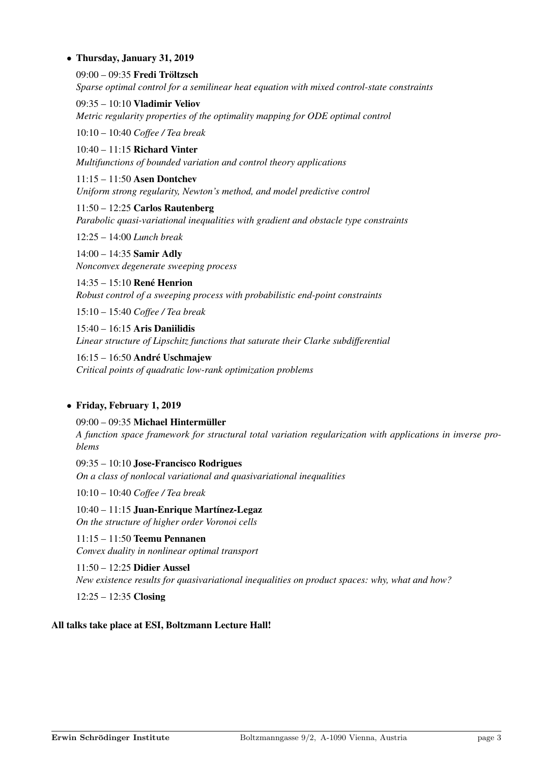- **Thursday, January 31, 2019**

  09:00 – 09:35 **Fredi Tröltzsch**
  *Sparse optimal control for a semilinear heat equation with mixed control-state constraints*

  09:35 – 10:10 **Vladimir Veliov**
  *Metric regularity properties of the optimality mapping for ODE optimal control*

  10:10 – 10:40 *Coffee / Tea break*

  10:40 – 11:15 **Richard Vinter**
  *Multifunctions of bounded variation and control theory applications*

  11:15 – 11:50 **Asen Dontchev**
  *Uniform strong regularity, Newton's method, and model predictive control*

  11:50 – 12:25 **Carlos Rautenberg**
  *Parabolic quasi-variational inequalities with gradient and obstacle type constraints*

  12:25 – 14:00 *Lunch break*

  14:00 – 14:35 **Samir Adly**
  *Nonconvex degenerate sweeping process*

  14:35 – 15:10 **René Henrion**
  *Robust control of a sweeping process with probabilistic end-point constraints*

  15:10 – 15:40 *Coffee / Tea break*

  15:40 – 16:15 **Aris Daniilidis**
  *Linear structure of Lipschitz functions that saturate their Clarke subdifferential*

  16:15 – 16:50 **André Uschmajew**
  *Critical points of quadratic low-rank optimization problems*

- **Friday, February 1, 2019**

  09:00 – 09:35 **Michael Hintermüller**
  *A function space framework for structural total variation regularization with applications in inverse problems*

  09:35 – 10:10 **Jose-Francisco Rodrigues**
  *On a class of nonlocal variational and quasivariational inequalities*

  10:10 – 10:40 *Coffee / Tea break*

  10:40 – 11:15 **Juan-Enrique Martínez-Legaz**
  *On the structure of higher order Voronoi cells*

  11:15 – 11:50 **Teemu Pennanen**
  *Convex duality in nonlinear optimal transport*

  11:50 – 12:25 **Didier Aussel**
  *New existence results for quasivariational inequalities on product spaces: why, what and how?*

  12:25 – 12:35 **Closing**

**All talks take place at ESI, Boltzmann Lecture Hall!**